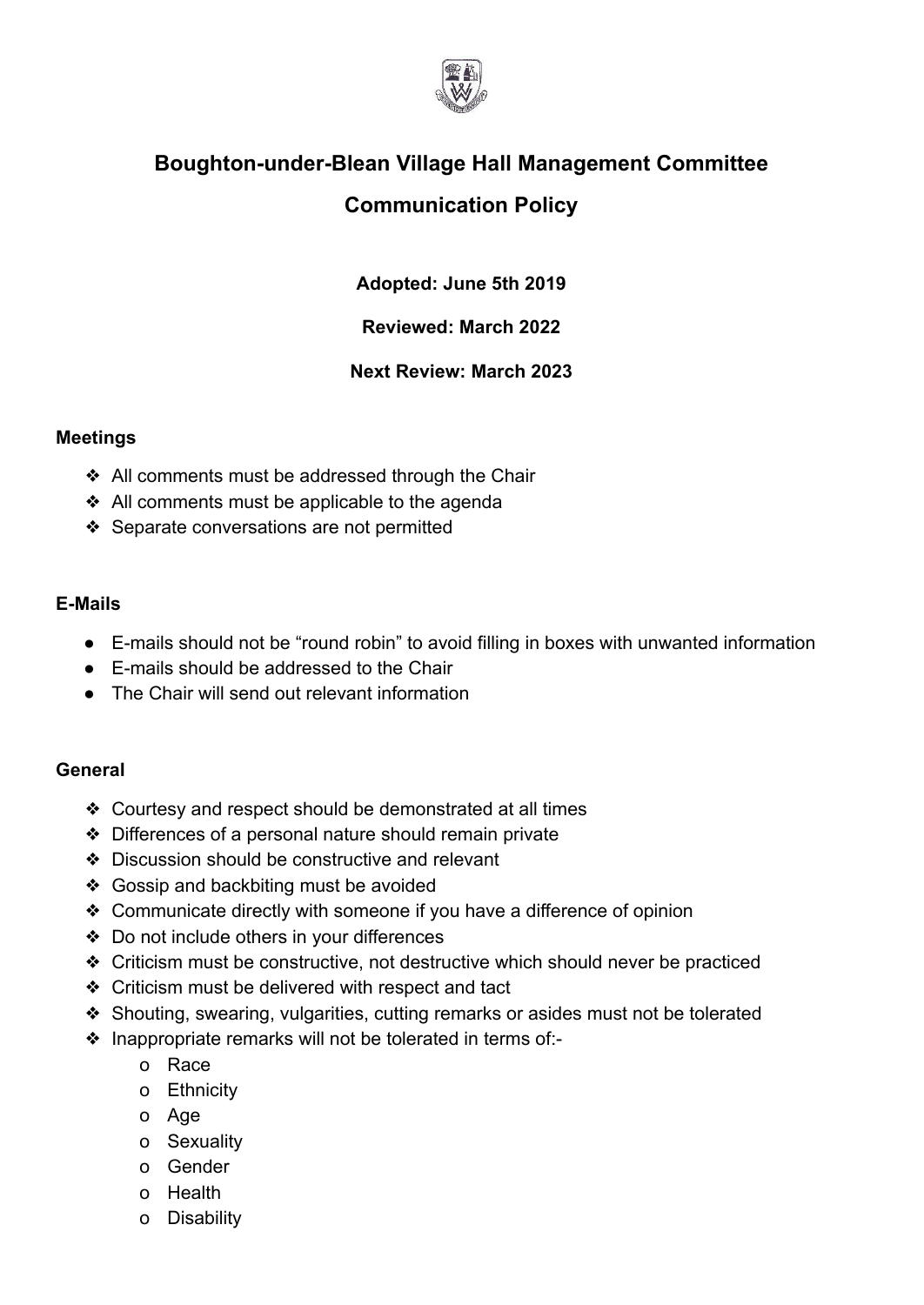# Boughton-under-Blean Village Hall Management Committee

# Communication Policy

**Adopted: June 5th 2019**

**Reviewed: March 2022**

**Next Review: March 2023**

### Meetings

- All comments must be addressed through the Chair
- All comments must be applicable to the agenda
- Separate conversations are not permitted

### E-Mails

- E-mails should not be "round robin" to avoid filling in boxes with unwanted information
- E-mails should be addressed to the Chair
- The Chair will send out relevant information

### General

- Courtesy and respect should be demonstrated at all times
- Differences of a personal nature should remain private
- Discussion should be constructive and relevant
- Gossip and backbiting must be avoided
- Communicate directly with someone if you have a difference of opinion
- Do not include others in your differences
- Criticism must be constructive, not destructive which should never be practiced
- Criticism must be delivered with respect and tact
- Shouting, swearing, vulgarities, cutting remarks or asides must not be tolerated
- Inappropriate remarks will not be tolerated in terms of:-
    - Race
    - Ethnicity
    - Age
    - Sexuality
    - Gender
    - Health
    - Disability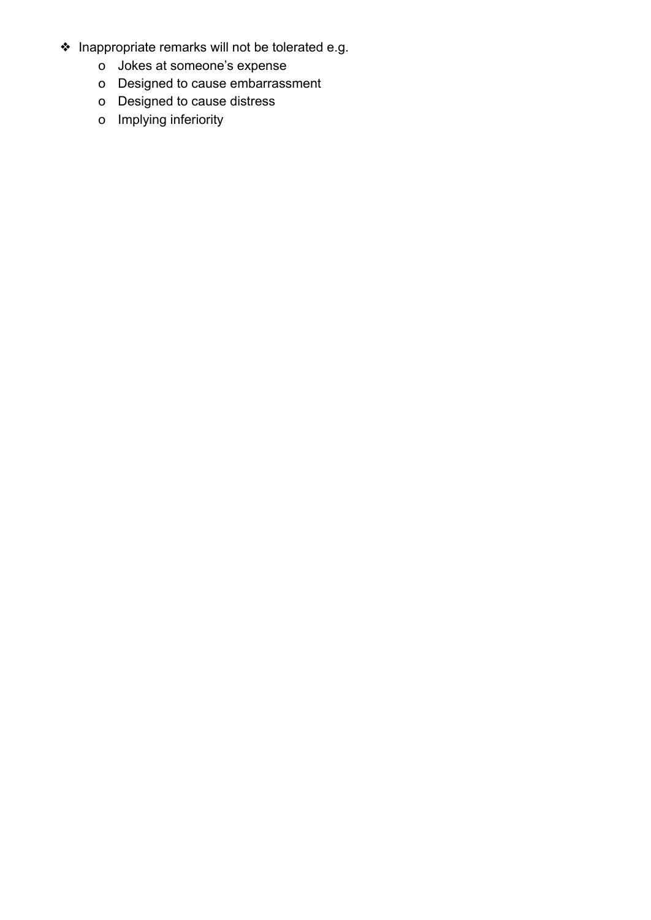- Inappropriate remarks will not be tolerated e.g.
  - Jokes at someone's expense
  - Designed to cause embarrassment
  - Designed to cause distress
  - Implying inferiority